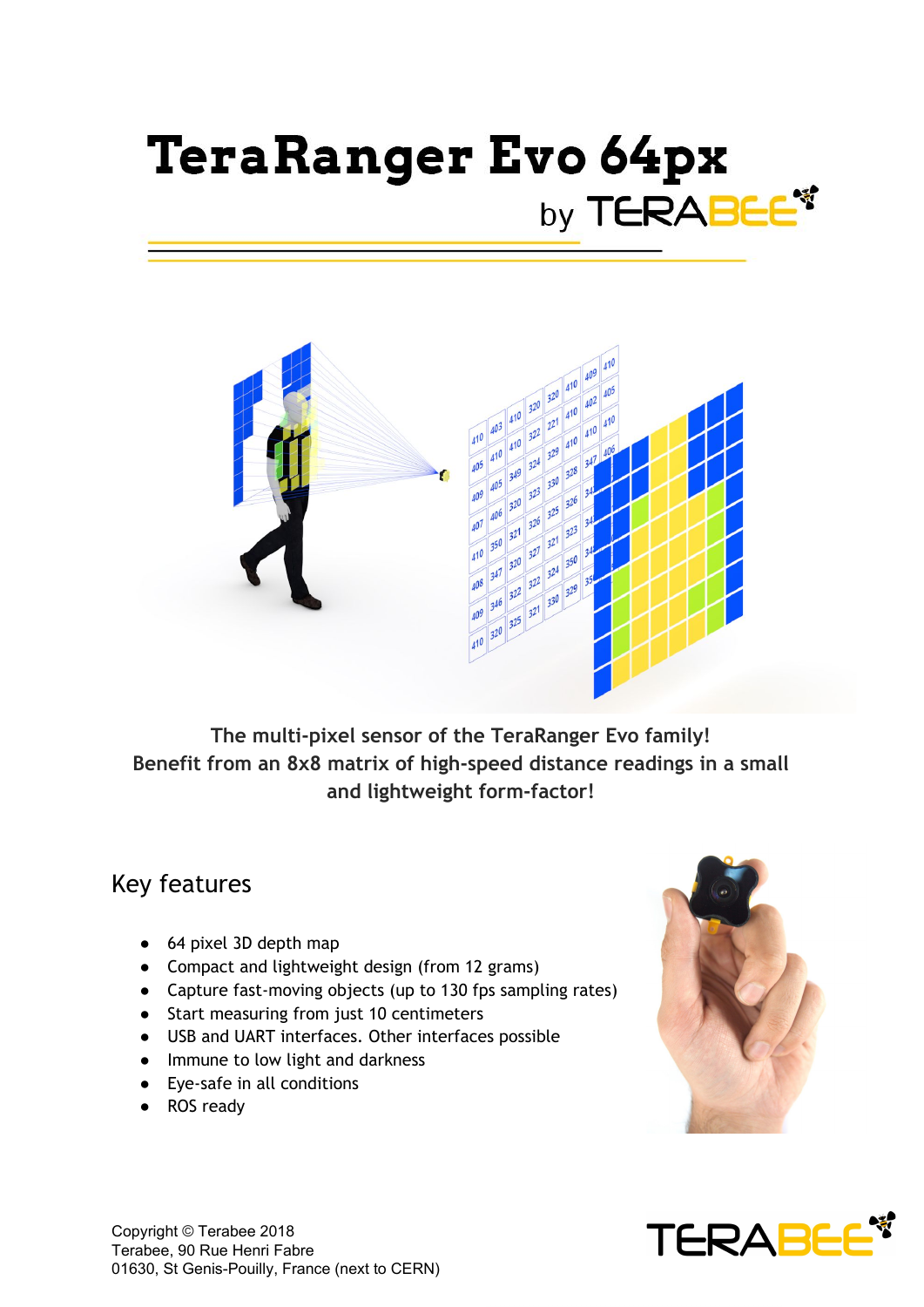# TeraRanger Evo 64px

by TERABEE

**The multi-pixel sensor of the TeraRanger Evo family!**
**Benefit from an 8x8 matrix of high-speed distance readings in a small and lightweight form-factor!**

## Key features

- 64 pixel 3D depth map
- Compact and lightweight design (from 12 grams)
- Capture fast-moving objects (up to 130 fps sampling rates)
- Start measuring from just 10 centimeters
- USB and UART interfaces. Other interfaces possible
- Immune to low light and darkness
- Eye-safe in all conditions
- ROS ready

Copyright © Terabee 2018
Terabee, 90 Rue Henri Fabre
01630, St Genis-Pouilly, France (next to CERN)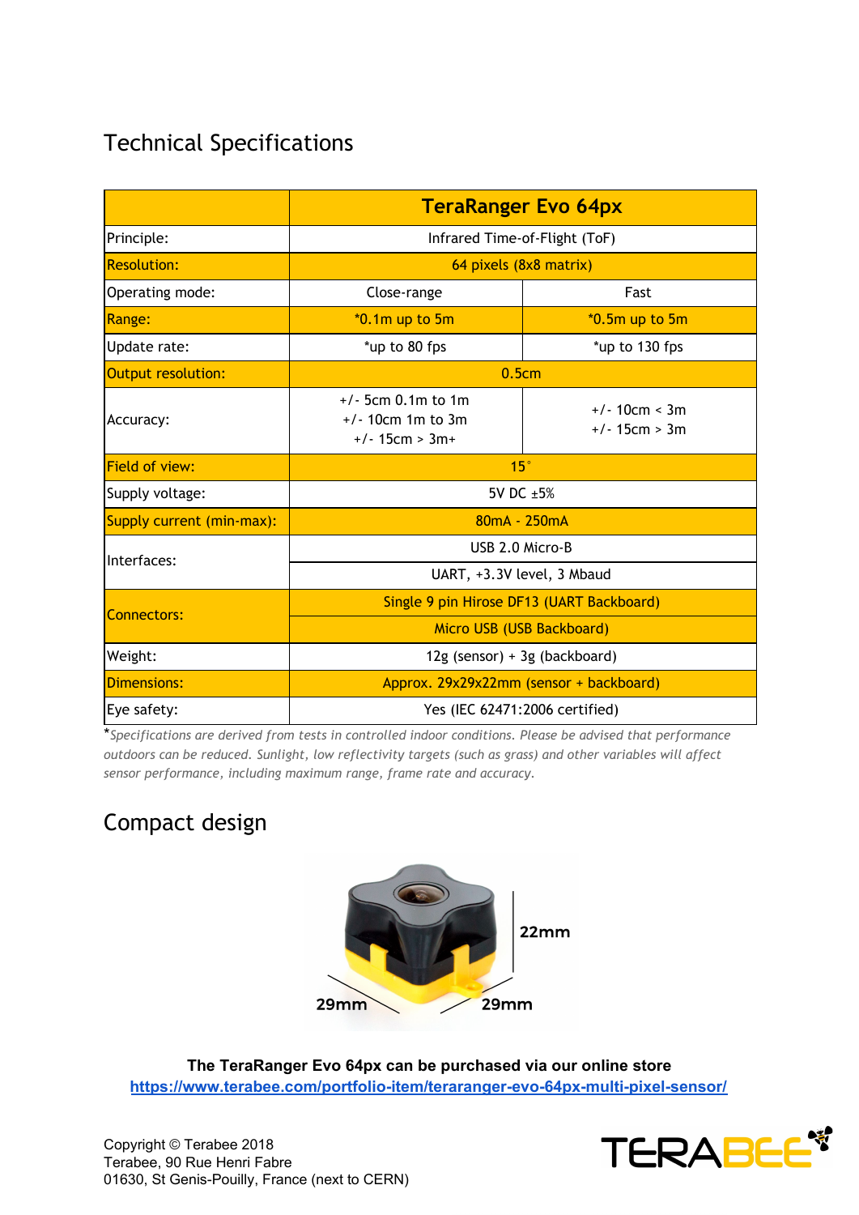## Technical Specifications

| | TeraRanger Evo 64px | |
|---|---|---|
| Principle: | Infrared Time-of-Flight (ToF) | |
| Resolution: | 64 pixels (8x8 matrix) | |
| Operating mode: | Close-range | Fast |
| Range: | *0.1m up to 5m | *0.5m up to 5m |
| Update rate: | *up to 80 fps | *up to 130 fps |
| Output resolution: | 0.5cm | |
| Accuracy: | +/- 5cm 0.1m to 1m<br>+/- 10cm 1m to 3m<br>+/- 15cm > 3m+ | +/- 10cm < 3m<br>+/- 15cm > 3m |
| Field of view: | 15° | |
| Supply voltage: | 5V DC ±5% | |
| Supply current (min-max): | 80mA - 250mA | |
| Interfaces: | USB 2.0 Micro-B<br>UART, +3.3V level, 3 Mbaud | |
| Connectors: | Single 9 pin Hirose DF13 (UART Backboard)<br>Micro USB (USB Backboard) | |
| Weight: | 12g (sensor) + 3g (backboard) | |
| Dimensions: | Approx. 29x29x22mm (sensor + backboard) | |
| Eye safety: | Yes (IEC 62471:2006 certified) | |

**Specifications are derived from tests in controlled indoor conditions. Please be advised that performance outdoors can be reduced. Sunlight, low reflectivity targets (such as grass) and other variables will affect sensor performance, including maximum range, frame rate and accuracy.*

## Compact design

22mm

29mm 29mm

**The TeraRanger Evo 64px can be purchased via our online store**
https://www.terabee.com/portfolio-item/teraranger-evo-64px-multi-pixel-sensor/

Copyright © Terabee 2018
Terabee, 90 Rue Henri Fabre
01630, St Genis-Pouilly, France (next to CERN)

TERABEE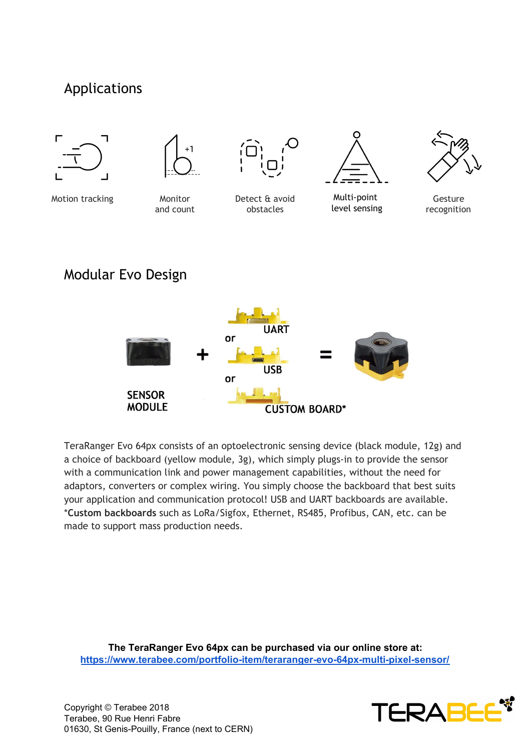## Applications

Motion tracking

Monitor and count

Detect & avoid obstacles

Multi-point level sensing

Gesture recognition

## Modular Evo Design

UART

or

USB

or

SENSOR MODULE

CUSTOM BOARD*

TeraRanger Evo 64px consists of an optoelectronic sensing device (black module, 12g) and a choice of backboard (yellow module, 3g), which simply plugs-in to provide the sensor with a communication link and power management capabilities, without the need for adaptors, converters or complex wiring. You simply choose the backboard that best suits your application and communication protocol! USB and UART backboards are available. ***Custom backboards** such as LoRa/Sigfox, Ethernet, RS485, Profibus, CAN, etc. can be made to support mass production needs.

**The TeraRanger Evo 64px can be purchased via our online store at:**
**https://www.terabee.com/portfolio-item/teraranger-evo-64px-multi-pixel-sensor/**

Copyright © Terabee 2018
Terabee, 90 Rue Henri Fabre
01630, St Genis-Pouilly, France (next to CERN)